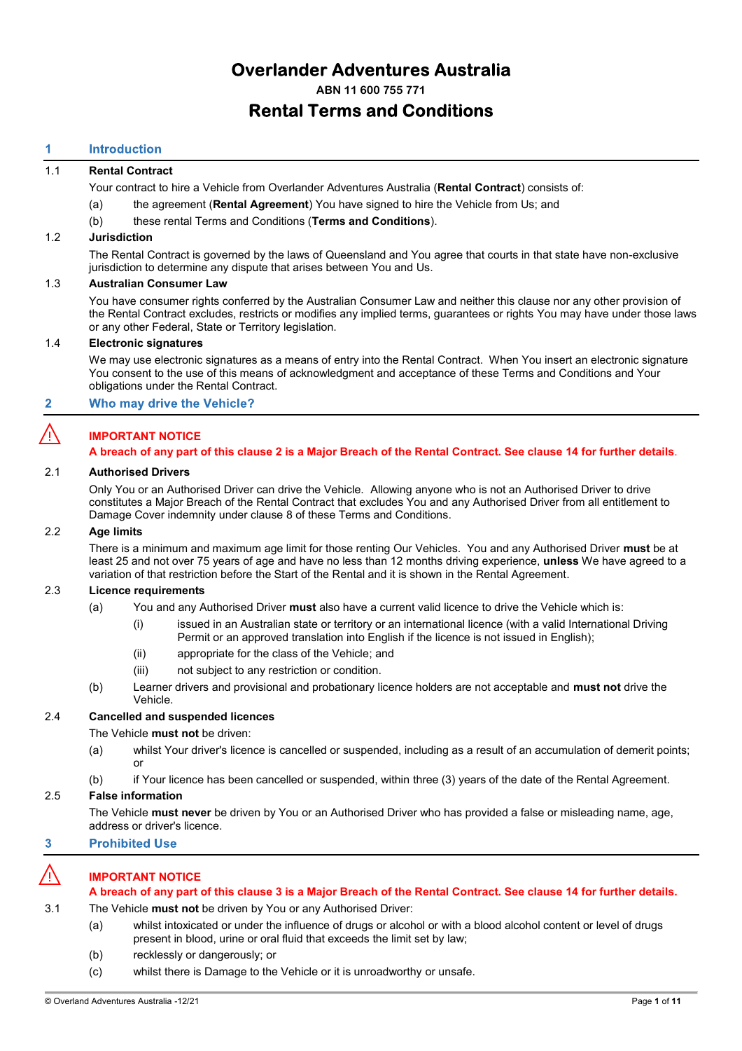# Overlander Adventures Australia

**ABN 11 600 755 771**

# Rental Terms and Conditions

## 1 Introduction

### 1.1 Rental Contract

Your contract to hire a Vehicle from Overlander Adventures Australia (**Rental Contract**) consists of:

(a) the agreement (**Rental Agreement**) You have signed to hire the Vehicle from Us; and

(b) these rental Terms and Conditions (**Terms and Conditions**).

### 1.2 Jurisdiction

The Rental Contract is governed by the laws of Queensland and You agree that courts in that state have non-exclusive jurisdiction to determine any dispute that arises between You and Us.

### 1.3 Australian Consumer Law

You have consumer rights conferred by the Australian Consumer Law and neither this clause nor any other provision of the Rental Contract excludes, restricts or modifies any implied terms, guarantees or rights You may have under those laws or any other Federal, State or Territory legislation.

### 1.4 Electronic signatures

We may use electronic signatures as a means of entry into the Rental Contract. When You insert an electronic signature You consent to the use of this means of acknowledgment and acceptance of these Terms and Conditions and Your obligations under the Rental Contract.

## 2 Who may drive the Vehicle?

⚠ **IMPORTANT NOTICE**

**A breach of any part of this clause 2 is a Major Breach of the Rental Contract. See clause 14 for further details.**

### 2.1 Authorised Drivers

Only You or an Authorised Driver can drive the Vehicle. Allowing anyone who is not an Authorised Driver to drive constitutes a Major Breach of the Rental Contract that excludes You and any Authorised Driver from all entitlement to Damage Cover indemnity under clause 8 of these Terms and Conditions.

### 2.2 Age limits

There is a minimum and maximum age limit for those renting Our Vehicles. You and any Authorised Driver **must** be at least 25 and not over 75 years of age and have no less than 12 months driving experience, **unless** We have agreed to a variation of that restriction before the Start of the Rental and it is shown in the Rental Agreement.

### 2.3 Licence requirements

(a) You and any Authorised Driver **must** also have a current valid licence to drive the Vehicle which is:

- (i) issued in an Australian state or territory or an international licence (with a valid International Driving Permit or an approved translation into English if the licence is not issued in English);
- (ii) appropriate for the class of the Vehicle; and
- (iii) not subject to any restriction or condition.

(b) Learner drivers and provisional and probationary licence holders are not acceptable and **must not** drive the Vehicle.

### 2.4 Cancelled and suspended licences

The Vehicle **must not** be driven:

(a) whilst Your driver's licence is cancelled or suspended, including as a result of an accumulation of demerit points; or

(b) if Your licence has been cancelled or suspended, within three (3) years of the date of the Rental Agreement.

### 2.5 False information

The Vehicle **must never** be driven by You or an Authorised Driver who has provided a false or misleading name, age, address or driver's licence.

## 3 Prohibited Use

⚠ **IMPORTANT NOTICE**

**A breach of any part of this clause 3 is a Major Breach of the Rental Contract. See clause 14 for further details.**

3.1 The Vehicle **must not** be driven by You or any Authorised Driver:

(a) whilst intoxicated or under the influence of drugs or alcohol or with a blood alcohol content or level of drugs present in blood, urine or oral fluid that exceeds the limit set by law;

(b) recklessly or dangerously; or

(c) whilst there is Damage to the Vehicle or it is unroadworthy or unsafe.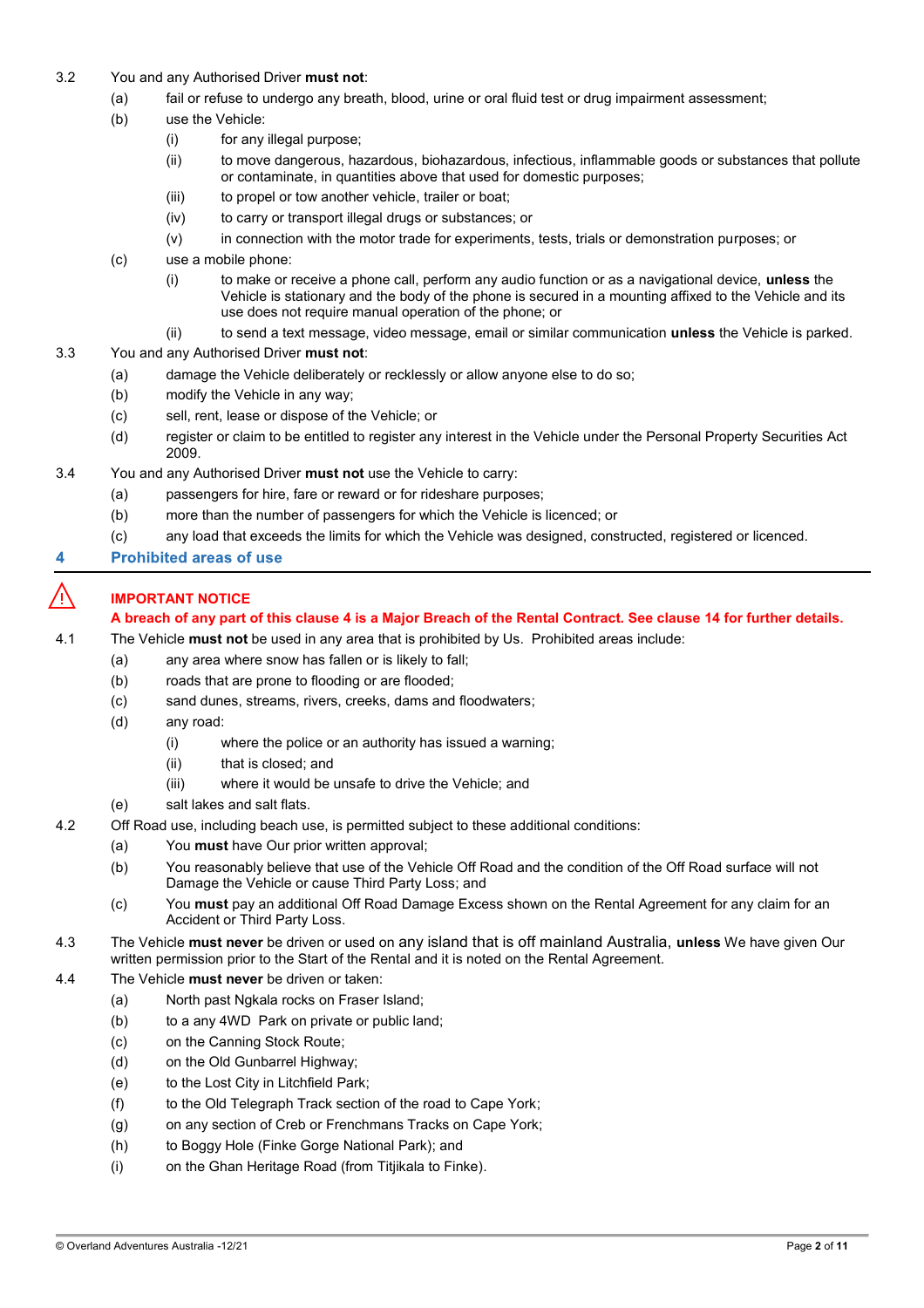3.2 You and any Authorised Driver **must not**:

  (a) fail or refuse to undergo any breath, blood, urine or oral fluid test or drug impairment assessment;

  (b) use the Vehicle:

    (i) for any illegal purpose;

    (ii) to move dangerous, hazardous, biohazardous, infectious, inflammable goods or substances that pollute or contaminate, in quantities above that used for domestic purposes;

    (iii) to propel or tow another vehicle, trailer or boat;

    (iv) to carry or transport illegal drugs or substances; or

    (v) in connection with the motor trade for experiments, tests, trials or demonstration purposes; or

  (c) use a mobile phone:

    (i) to make or receive a phone call, perform any audio function or as a navigational device, **unless** the Vehicle is stationary and the body of the phone is secured in a mounting affixed to the Vehicle and its use does not require manual operation of the phone; or

    (ii) to send a text message, video message, email or similar communication **unless** the Vehicle is parked.

3.3 You and any Authorised Driver **must not**:

  (a) damage the Vehicle deliberately or recklessly or allow anyone else to do so;

  (b) modify the Vehicle in any way;

  (c) sell, rent, lease or dispose of the Vehicle; or

  (d) register or claim to be entitled to register any interest in the Vehicle under the Personal Property Securities Act 2009.

3.4 You and any Authorised Driver **must not** use the Vehicle to carry:

  (a) passengers for hire, fare or reward or for rideshare purposes;

  (b) more than the number of passengers for which the Vehicle is licenced; or

  (c) any load that exceeds the limits for which the Vehicle was designed, constructed, registered or licenced.

## 4 Prohibited areas of use

⚠ **IMPORTANT NOTICE**

**A breach of any part of this clause 4 is a Major Breach of the Rental Contract. See clause 14 for further details.**

4.1 The Vehicle **must not** be used in any area that is prohibited by Us. Prohibited areas include:

  (a) any area where snow has fallen or is likely to fall;

  (b) roads that are prone to flooding or are flooded;

  (c) sand dunes, streams, rivers, creeks, dams and floodwaters;

  (d) any road:

    (i) where the police or an authority has issued a warning;

    (ii) that is closed; and

    (iii) where it would be unsafe to drive the Vehicle; and

  (e) salt lakes and salt flats.

4.2 Off Road use, including beach use, is permitted subject to these additional conditions:

  (a) You **must** have Our prior written approval;

  (b) You reasonably believe that use of the Vehicle Off Road and the condition of the Off Road surface will not Damage the Vehicle or cause Third Party Loss; and

  (c) You **must** pay an additional Off Road Damage Excess shown on the Rental Agreement for any claim for an Accident or Third Party Loss.

4.3 The Vehicle **must never** be driven or used on any island that is off mainland Australia, **unless** We have given Our written permission prior to the Start of the Rental and it is noted on the Rental Agreement.

4.4 The Vehicle **must never** be driven or taken:

  (a) North past Ngkala rocks on Fraser Island;

  (b) to a any 4WD Park on private or public land;

  (c) on the Canning Stock Route;

  (d) on the Old Gunbarrel Highway;

  (e) to the Lost City in Litchfield Park;

  (f) to the Old Telegraph Track section of the road to Cape York;

  (g) on any section of Creb or Frenchmans Tracks on Cape York;

  (h) to Boggy Hole (Finke Gorge National Park); and

  (i) on the Ghan Heritage Road (from Titjikala to Finke).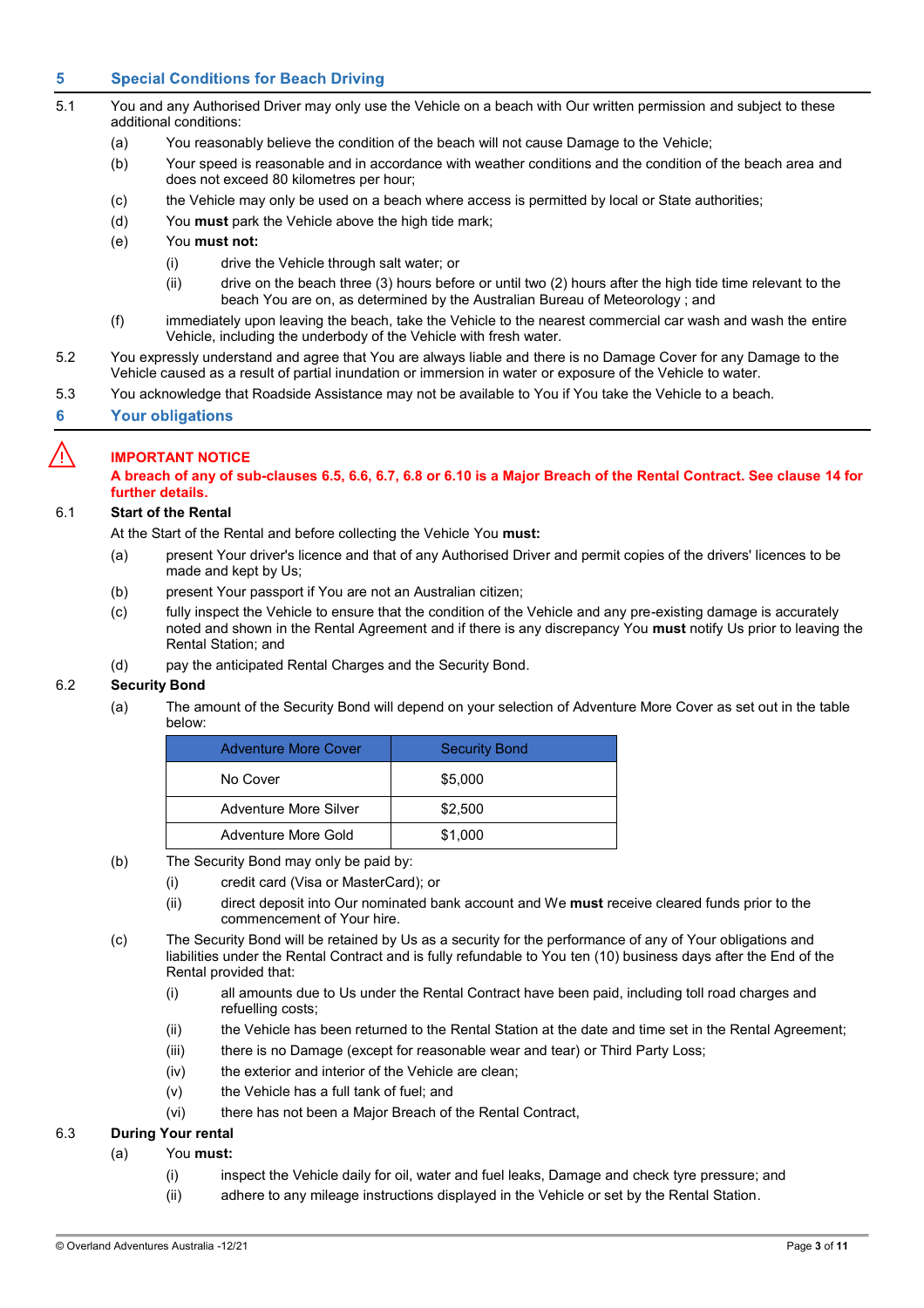## 5 Special Conditions for Beach Driving

5.1 You and any Authorised Driver may only use the Vehicle on a beach with Our written permission and subject to these additional conditions:

- (a) You reasonably believe the condition of the beach will not cause Damage to the Vehicle;
- (b) Your speed is reasonable and in accordance with weather conditions and the condition of the beach area and does not exceed 80 kilometres per hour;
- (c) the Vehicle may only be used on a beach where access is permitted by local or State authorities;
- (d) You **must** park the Vehicle above the high tide mark;
- (e) You **must not:**
  - (i) drive the Vehicle through salt water; or
  - (ii) drive on the beach three (3) hours before or until two (2) hours after the high tide time relevant to the beach You are on, as determined by the Australian Bureau of Meteorology ; and
- (f) immediately upon leaving the beach, take the Vehicle to the nearest commercial car wash and wash the entire Vehicle, including the underbody of the Vehicle with fresh water.

5.2 You expressly understand and agree that You are always liable and there is no Damage Cover for any Damage to the Vehicle caused as a result of partial inundation or immersion in water or exposure of the Vehicle to water.

5.3 You acknowledge that Roadside Assistance may not be available to You if You take the Vehicle to a beach.

## 6 Your obligations

**IMPORTANT NOTICE**

**A breach of any of sub-clauses 6.5, 6.6, 6.7, 6.8 or 6.10 is a Major Breach of the Rental Contract. See clause 14 for further details.**

### 6.1 Start of the Rental

At the Start of the Rental and before collecting the Vehicle You **must:**

- (a) present Your driver's licence and that of any Authorised Driver and permit copies of the drivers' licences to be made and kept by Us;
- (b) present Your passport if You are not an Australian citizen;
- (c) fully inspect the Vehicle to ensure that the condition of the Vehicle and any pre-existing damage is accurately noted and shown in the Rental Agreement and if there is any discrepancy You **must** notify Us prior to leaving the Rental Station; and
- (d) pay the anticipated Rental Charges and the Security Bond.

### 6.2 Security Bond

- (a) The amount of the Security Bond will depend on your selection of Adventure More Cover as set out in the table below:

| Adventure More Cover | Security Bond |
|---|---|
| No Cover | $5,000 |
| Adventure More Silver | $2,500 |
| Adventure More Gold | $1,000 |

- (b) The Security Bond may only be paid by:
  - (i) credit card (Visa or MasterCard); or
  - (ii) direct deposit into Our nominated bank account and We **must** receive cleared funds prior to the commencement of Your hire.
- (c) The Security Bond will be retained by Us as a security for the performance of any of Your obligations and liabilities under the Rental Contract and is fully refundable to You ten (10) business days after the End of the Rental provided that:
  - (i) all amounts due to Us under the Rental Contract have been paid, including toll road charges and refuelling costs;
  - (ii) the Vehicle has been returned to the Rental Station at the date and time set in the Rental Agreement;
  - (iii) there is no Damage (except for reasonable wear and tear) or Third Party Loss;
  - (iv) the exterior and interior of the Vehicle are clean;
  - (v) the Vehicle has a full tank of fuel; and
  - (vi) there has not been a Major Breach of the Rental Contract,

### 6.3 During Your rental

- (a) You **must:**
  - (i) inspect the Vehicle daily for oil, water and fuel leaks, Damage and check tyre pressure; and
  - (ii) adhere to any mileage instructions displayed in the Vehicle or set by the Rental Station.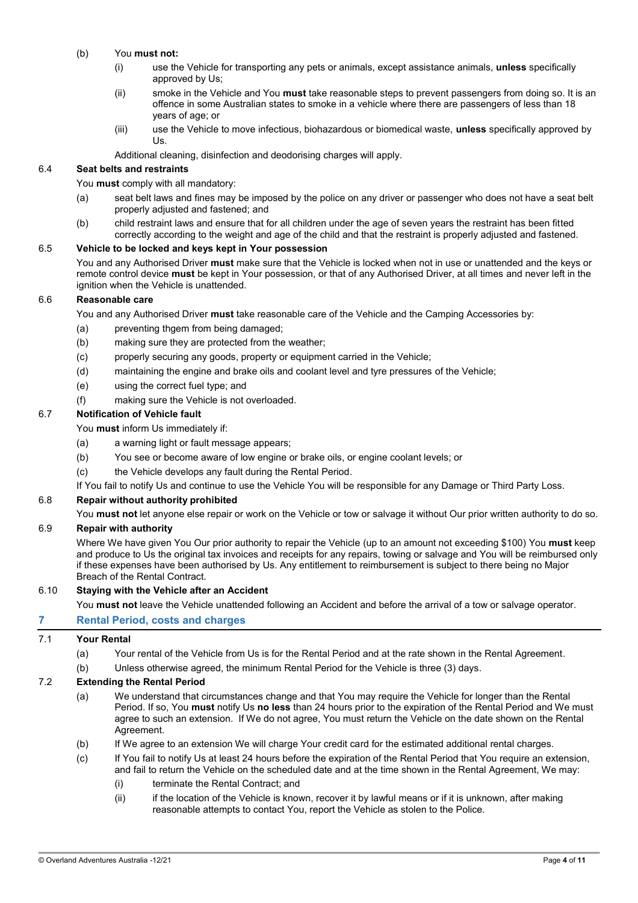(b) You **must not:**

   (i) use the Vehicle for transporting any pets or animals, except assistance animals, **unless** specifically approved by Us;

   (ii) smoke in the Vehicle and You **must** take reasonable steps to prevent passengers from doing so. It is an offence in some Australian states to smoke in a vehicle where there are passengers of less than 18 years of age; or

   (iii) use the Vehicle to move infectious, biohazardous or biomedical waste, **unless** specifically approved by Us.

   Additional cleaning, disinfection and deodorising charges will apply.

### 6.4 Seat belts and restraints

You **must** comply with all mandatory:

(a) seat belt laws and fines may be imposed by the police on any driver or passenger who does not have a seat belt properly adjusted and fastened; and

(b) child restraint laws and ensure that for all children under the age of seven years the restraint has been fitted correctly according to the weight and age of the child and that the restraint is properly adjusted and fastened.

### 6.5 Vehicle to be locked and keys kept in Your possession

You and any Authorised Driver **must** make sure that the Vehicle is locked when not in use or unattended and the keys or remote control device **must** be kept in Your possession, or that of any Authorised Driver, at all times and never left in the ignition when the Vehicle is unattended.

### 6.6 Reasonable care

You and any Authorised Driver **must** take reasonable care of the Vehicle and the Camping Accessories by:

(a) preventing thgem from being damaged;

(b) making sure they are protected from the weather;

(c) properly securing any goods, property or equipment carried in the Vehicle;

(d) maintaining the engine and brake oils and coolant level and tyre pressures of the Vehicle;

(e) using the correct fuel type; and

(f) making sure the Vehicle is not overloaded.

### 6.7 Notification of Vehicle fault

You **must** inform Us immediately if:

(a) a warning light or fault message appears;

(b) You see or become aware of low engine or brake oils, or engine coolant levels; or

(c) the Vehicle develops any fault during the Rental Period.

If You fail to notify Us and continue to use the Vehicle You will be responsible for any Damage or Third Party Loss.

### 6.8 Repair without authority prohibited

You **must not** let anyone else repair or work on the Vehicle or tow or salvage it without Our prior written authority to do so.

### 6.9 Repair with authority

Where We have given You Our prior authority to repair the Vehicle (up to an amount not exceeding $100) You **must** keep and produce to Us the original tax invoices and receipts for any repairs, towing or salvage and You will be reimbursed only if these expenses have been authorised by Us. Any entitlement to reimbursement is subject to there being no Major Breach of the Rental Contract.

### 6.10 Staying with the Vehicle after an Accident

You **must not** leave the Vehicle unattended following an Accident and before the arrival of a tow or salvage operator.

## 7 Rental Period, costs and charges

### 7.1 Your Rental

(a) Your rental of the Vehicle from Us is for the Rental Period and at the rate shown in the Rental Agreement.

(b) Unless otherwise agreed, the minimum Rental Period for the Vehicle is three (3) days.

### 7.2 Extending the Rental Period

(a) We understand that circumstances change and that You may require the Vehicle for longer than the Rental Period. If so, You **must** notify Us **no less** than 24 hours prior to the expiration of the Rental Period and We must agree to such an extension. If We do not agree, You must return the Vehicle on the date shown on the Rental Agreement.

(b) If We agree to an extension We will charge Your credit card for the estimated additional rental charges.

(c) If You fail to notify Us at least 24 hours before the expiration of the Rental Period that You require an extension, and fail to return the Vehicle on the scheduled date and at the time shown in the Rental Agreement, We may:

   (i) terminate the Rental Contract; and

   (ii) if the location of the Vehicle is known, recover it by lawful means or if it is unknown, after making reasonable attempts to contact You, report the Vehicle as stolen to the Police.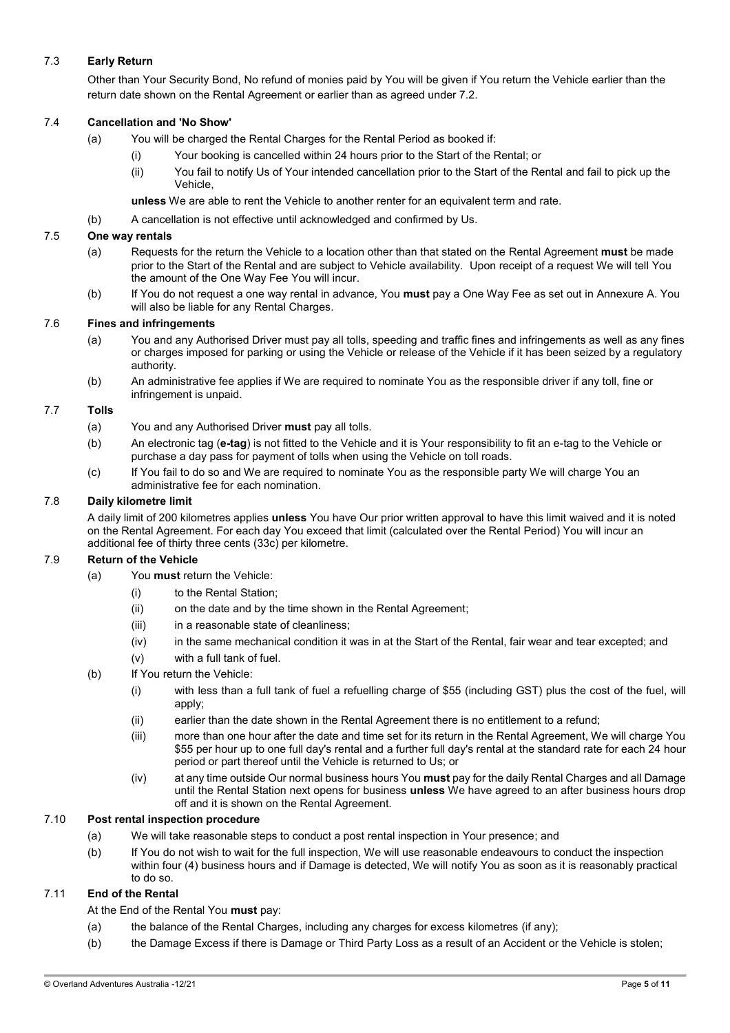### 7.3 **Early Return**

Other than Your Security Bond, No refund of monies paid by You will be given if You return the Vehicle earlier than the return date shown on the Rental Agreement or earlier than as agreed under 7.2.

### 7.4 **Cancellation and 'No Show'**

(a) You will be charged the Rental Charges for the Rental Period as booked if:

(i) Your booking is cancelled within 24 hours prior to the Start of the Rental; or

(ii) You fail to notify Us of Your intended cancellation prior to the Start of the Rental and fail to pick up the Vehicle,

**unless** We are able to rent the Vehicle to another renter for an equivalent term and rate.

(b) A cancellation is not effective until acknowledged and confirmed by Us.

### 7.5 **One way rentals**

(a) Requests for the return the Vehicle to a location other than that stated on the Rental Agreement **must** be made prior to the Start of the Rental and are subject to Vehicle availability. Upon receipt of a request We will tell You the amount of the One Way Fee You will incur.

(b) If You do not request a one way rental in advance, You **must** pay a One Way Fee as set out in Annexure A. You will also be liable for any Rental Charges.

### 7.6 **Fines and infringements**

(a) You and any Authorised Driver must pay all tolls, speeding and traffic fines and infringements as well as any fines or charges imposed for parking or using the Vehicle or release of the Vehicle if it has been seized by a regulatory authority.

(b) An administrative fee applies if We are required to nominate You as the responsible driver if any toll, fine or infringement is unpaid.

### 7.7 **Tolls**

(a) You and any Authorised Driver **must** pay all tolls.

(b) An electronic tag (**e-tag**) is not fitted to the Vehicle and it is Your responsibility to fit an e-tag to the Vehicle or purchase a day pass for payment of tolls when using the Vehicle on toll roads.

(c) If You fail to do so and We are required to nominate You as the responsible party We will charge You an administrative fee for each nomination.

### 7.8 **Daily kilometre limit**

A daily limit of 200 kilometres applies **unless** You have Our prior written approval to have this limit waived and it is noted on the Rental Agreement. For each day You exceed that limit (calculated over the Rental Period) You will incur an additional fee of thirty three cents (33c) per kilometre.

### 7.9 **Return of the Vehicle**

(a) You **must** return the Vehicle:

(i) to the Rental Station;

(ii) on the date and by the time shown in the Rental Agreement;

(iii) in a reasonable state of cleanliness;

(iv) in the same mechanical condition it was in at the Start of the Rental, fair wear and tear excepted; and

(v) with a full tank of fuel.

(b) If You return the Vehicle:

(i) with less than a full tank of fuel a refuelling charge of $55 (including GST) plus the cost of the fuel, will apply;

(ii) earlier than the date shown in the Rental Agreement there is no entitlement to a refund;

(iii) more than one hour after the date and time set for its return in the Rental Agreement, We will charge You $55 per hour up to one full day's rental and a further full day's rental at the standard rate for each 24 hour period or part thereof until the Vehicle is returned to Us; or

(iv) at any time outside Our normal business hours You **must** pay for the daily Rental Charges and all Damage until the Rental Station next opens for business **unless** We have agreed to an after business hours drop off and it is shown on the Rental Agreement.

### 7.10 **Post rental inspection procedure**

(a) We will take reasonable steps to conduct a post rental inspection in Your presence; and

(b) If You do not wish to wait for the full inspection, We will use reasonable endeavours to conduct the inspection within four (4) business hours and if Damage is detected, We will notify You as soon as it is reasonably practical to do so.

### 7.11 **End of the Rental**

At the End of the Rental You **must** pay:

(a) the balance of the Rental Charges, including any charges for excess kilometres (if any);

(b) the Damage Excess if there is Damage or Third Party Loss as a result of an Accident or the Vehicle is stolen;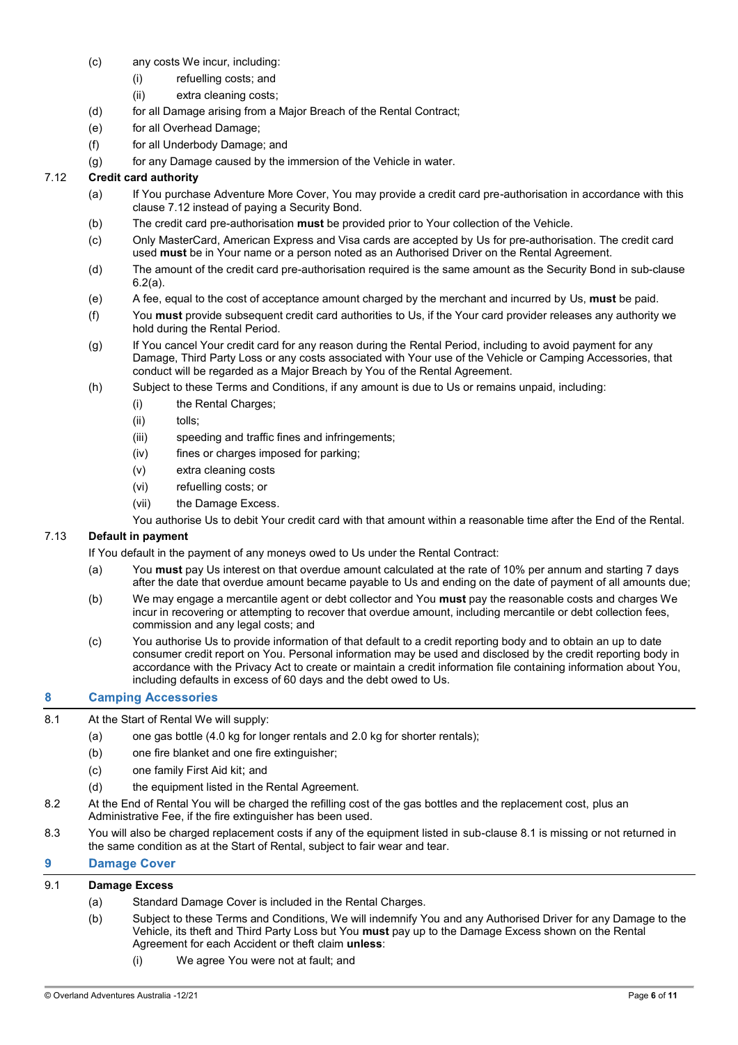(c) any costs We incur, including:

(i) refuelling costs; and

(ii) extra cleaning costs;

(d) for all Damage arising from a Major Breach of the Rental Contract;

(e) for all Overhead Damage;

(f) for all Underbody Damage; and

(g) for any Damage caused by the immersion of the Vehicle in water.

7.12 **Credit card authority**

(a) If You purchase Adventure More Cover, You may provide a credit card pre-authorisation in accordance with this clause 7.12 instead of paying a Security Bond.

(b) The credit card pre-authorisation **must** be provided prior to Your collection of the Vehicle.

(c) Only MasterCard, American Express and Visa cards are accepted by Us for pre-authorisation. The credit card used **must** be in Your name or a person noted as an Authorised Driver on the Rental Agreement.

(d) The amount of the credit card pre-authorisation required is the same amount as the Security Bond in sub-clause 6.2(a).

(e) A fee, equal to the cost of acceptance amount charged by the merchant and incurred by Us, **must** be paid.

(f) You **must** provide subsequent credit card authorities to Us, if the Your card provider releases any authority we hold during the Rental Period.

(g) If You cancel Your credit card for any reason during the Rental Period, including to avoid payment for any Damage, Third Party Loss or any costs associated with Your use of the Vehicle or Camping Accessories, that conduct will be regarded as a Major Breach by You of the Rental Agreement.

(h) Subject to these Terms and Conditions, if any amount is due to Us or remains unpaid, including:

(i) the Rental Charges;

(ii) tolls;

(iii) speeding and traffic fines and infringements;

(iv) fines or charges imposed for parking;

(v) extra cleaning costs

(vi) refuelling costs; or

(vii) the Damage Excess.

You authorise Us to debit Your credit card with that amount within a reasonable time after the End of the Rental.

7.13 **Default in payment**

If You default in the payment of any moneys owed to Us under the Rental Contract:

(a) You **must** pay Us interest on that overdue amount calculated at the rate of 10% per annum and starting 7 days after the date that overdue amount became payable to Us and ending on the date of payment of all amounts due;

(b) We may engage a mercantile agent or debt collector and You **must** pay the reasonable costs and charges We incur in recovering or attempting to recover that overdue amount, including mercantile or debt collection fees, commission and any legal costs; and

(c) You authorise Us to provide information of that default to a credit reporting body and to obtain an up to date consumer credit report on You. Personal information may be used and disclosed by the credit reporting body in accordance with the Privacy Act to create or maintain a credit information file containing information about You, including defaults in excess of 60 days and the debt owed to Us.

## 8 Camping Accessories

8.1 At the Start of Rental We will supply:

(a) one gas bottle (4.0 kg for longer rentals and 2.0 kg for shorter rentals);

(b) one fire blanket and one fire extinguisher;

(c) one family First Aid kit; and

(d) the equipment listed in the Rental Agreement.

8.2 At the End of Rental You will be charged the refilling cost of the gas bottles and the replacement cost, plus an Administrative Fee, if the fire extinguisher has been used.

8.3 You will also be charged replacement costs if any of the equipment listed in sub-clause 8.1 is missing or not returned in the same condition as at the Start of Rental, subject to fair wear and tear.

## 9 Damage Cover

9.1 **Damage Excess**

(a) Standard Damage Cover is included in the Rental Charges.

(b) Subject to these Terms and Conditions, We will indemnify You and any Authorised Driver for any Damage to the Vehicle, its theft and Third Party Loss but You **must** pay up to the Damage Excess shown on the Rental Agreement for each Accident or theft claim **unless**:

(i) We agree You were not at fault; and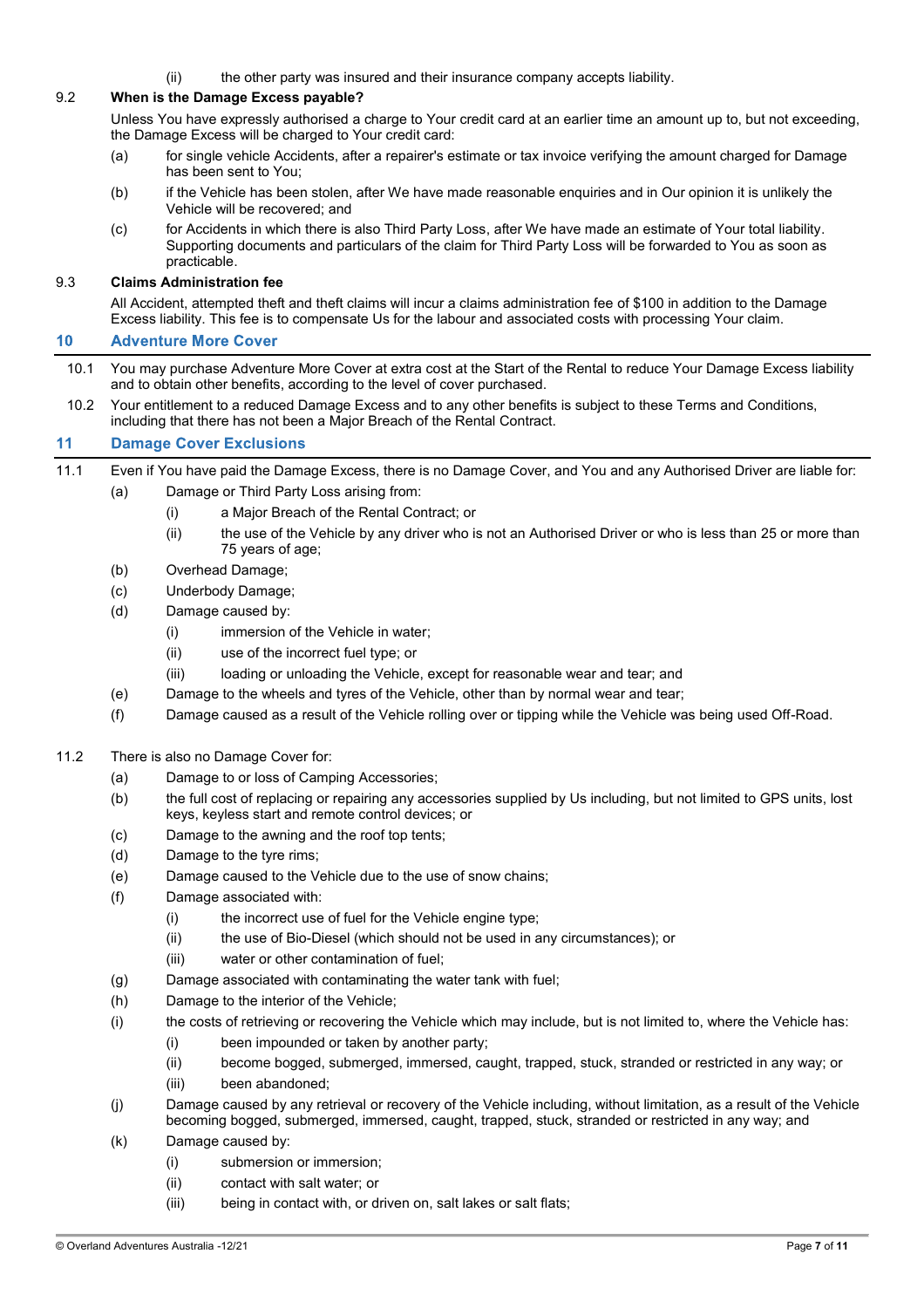(ii) the other party was insured and their insurance company accepts liability.

**9.2 When is the Damage Excess payable?**

Unless You have expressly authorised a charge to Your credit card at an earlier time an amount up to, but not exceeding, the Damage Excess will be charged to Your credit card:

(a) for single vehicle Accidents, after a repairer's estimate or tax invoice verifying the amount charged for Damage has been sent to You;

(b) if the Vehicle has been stolen, after We have made reasonable enquiries and in Our opinion it is unlikely the Vehicle will be recovered; and

(c) for Accidents in which there is also Third Party Loss, after We have made an estimate of Your total liability. Supporting documents and particulars of the claim for Third Party Loss will be forwarded to You as soon as practicable.

**9.3 Claims Administration fee**

All Accident, attempted theft and theft claims will incur a claims administration fee of $100 in addition to the Damage Excess liability. This fee is to compensate Us for the labour and associated costs with processing Your claim.

## 10 Adventure More Cover

10.1 You may purchase Adventure More Cover at extra cost at the Start of the Rental to reduce Your Damage Excess liability and to obtain other benefits, according to the level of cover purchased.

10.2 Your entitlement to a reduced Damage Excess and to any other benefits is subject to these Terms and Conditions, including that there has not been a Major Breach of the Rental Contract.

## 11 Damage Cover Exclusions

11.1 Even if You have paid the Damage Excess, there is no Damage Cover, and You and any Authorised Driver are liable for:

(a) Damage or Third Party Loss arising from:

  (i) a Major Breach of the Rental Contract; or

  (ii) the use of the Vehicle by any driver who is not an Authorised Driver or who is less than 25 or more than 75 years of age;

(b) Overhead Damage;

(c) Underbody Damage;

(d) Damage caused by:

  (i) immersion of the Vehicle in water;

  (ii) use of the incorrect fuel type; or

  (iii) loading or unloading the Vehicle, except for reasonable wear and tear; and

(e) Damage to the wheels and tyres of the Vehicle, other than by normal wear and tear;

(f) Damage caused as a result of the Vehicle rolling over or tipping while the Vehicle was being used Off-Road.

11.2 There is also no Damage Cover for:

(a) Damage to or loss of Camping Accessories;

(b) the full cost of replacing or repairing any accessories supplied by Us including, but not limited to GPS units, lost keys, keyless start and remote control devices; or

(c) Damage to the awning and the roof top tents;

(d) Damage to the tyre rims;

(e) Damage caused to the Vehicle due to the use of snow chains;

(f) Damage associated with:

  (i) the incorrect use of fuel for the Vehicle engine type;

  (ii) the use of Bio-Diesel (which should not be used in any circumstances); or

  (iii) water or other contamination of fuel;

(g) Damage associated with contaminating the water tank with fuel;

(h) Damage to the interior of the Vehicle;

(i) the costs of retrieving or recovering the Vehicle which may include, but is not limited to, where the Vehicle has:

  (i) been impounded or taken by another party;

  (ii) become bogged, submerged, immersed, caught, trapped, stuck, stranded or restricted in any way; or

  (iii) been abandoned;

(j) Damage caused by any retrieval or recovery of the Vehicle including, without limitation, as a result of the Vehicle becoming bogged, submerged, immersed, caught, trapped, stuck, stranded or restricted in any way; and

(k) Damage caused by:

  (i) submersion or immersion;

  (ii) contact with salt water; or

  (iii) being in contact with, or driven on, salt lakes or salt flats;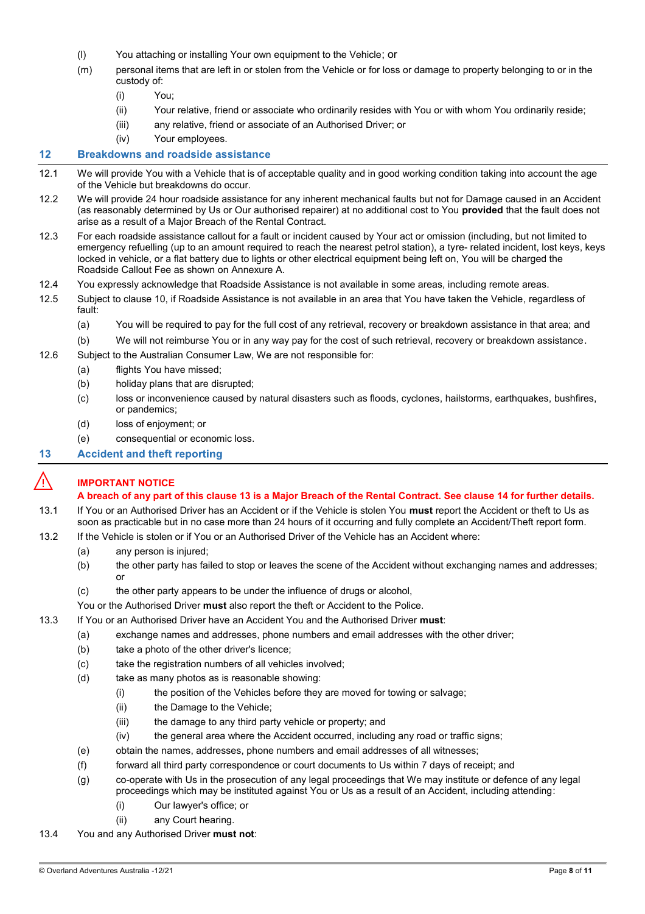(l) You attaching or installing Your own equipment to the Vehicle; or

(m) personal items that are left in or stolen from the Vehicle or for loss or damage to property belonging to or in the custody of:

  (i) You;

  (ii) Your relative, friend or associate who ordinarily resides with You or with whom You ordinarily reside;

  (iii) any relative, friend or associate of an Authorised Driver; or

  (iv) Your employees.

## 12 Breakdowns and roadside assistance

12.1 We will provide You with a Vehicle that is of acceptable quality and in good working condition taking into account the age of the Vehicle but breakdowns do occur.

12.2 We will provide 24 hour roadside assistance for any inherent mechanical faults but not for Damage caused in an Accident (as reasonably determined by Us or Our authorised repairer) at no additional cost to You **provided** that the fault does not arise as a result of a Major Breach of the Rental Contract.

12.3 For each roadside assistance callout for a fault or incident caused by Your act or omission (including, but not limited to emergency refuelling (up to an amount required to reach the nearest petrol station), a tyre- related incident, lost keys, keys locked in vehicle, or a flat battery due to lights or other electrical equipment being left on, You will be charged the Roadside Callout Fee as shown on Annexure A.

12.4 You expressly acknowledge that Roadside Assistance is not available in some areas, including remote areas.

12.5 Subject to clause 10, if Roadside Assistance is not available in an area that You have taken the Vehicle, regardless of fault:

(a) You will be required to pay for the full cost of any retrieval, recovery or breakdown assistance in that area; and

(b) We will not reimburse You or in any way pay for the cost of such retrieval, recovery or breakdown assistance.

12.6 Subject to the Australian Consumer Law, We are not responsible for:

(a) flights You have missed;

(b) holiday plans that are disrupted;

(c) loss or inconvenience caused by natural disasters such as floods, cyclones, hailstorms, earthquakes, bushfires, or pandemics;

(d) loss of enjoyment; or

(e) consequential or economic loss.

## 13 Accident and theft reporting

**IMPORTANT NOTICE**

**A breach of any part of this clause 13 is a Major Breach of the Rental Contract. See clause 14 for further details.**

13.1 If You or an Authorised Driver has an Accident or if the Vehicle is stolen You **must** report the Accident or theft to Us as soon as practicable but in no case more than 24 hours of it occurring and fully complete an Accident/Theft report form.

13.2 If the Vehicle is stolen or if You or an Authorised Driver of the Vehicle has an Accident where:

(a) any person is injured;

(b) the other party has failed to stop or leaves the scene of the Accident without exchanging names and addresses; or

(c) the other party appears to be under the influence of drugs or alcohol,

You or the Authorised Driver **must** also report the theft or Accident to the Police.

13.3 If You or an Authorised Driver have an Accident You and the Authorised Driver **must**:

(a) exchange names and addresses, phone numbers and email addresses with the other driver;

(b) take a photo of the other driver's licence;

(c) take the registration numbers of all vehicles involved;

(d) take as many photos as is reasonable showing:

  (i) the position of the Vehicles before they are moved for towing or salvage;

  (ii) the Damage to the Vehicle;

  (iii) the damage to any third party vehicle or property; and

  (iv) the general area where the Accident occurred, including any road or traffic signs;

(e) obtain the names, addresses, phone numbers and email addresses of all witnesses;

(f) forward all third party correspondence or court documents to Us within 7 days of receipt; and

(g) co-operate with Us in the prosecution of any legal proceedings that We may institute or defence of any legal proceedings which may be instituted against You or Us as a result of an Accident, including attending:

  (i) Our lawyer's office; or

  (ii) any Court hearing.

13.4 You and any Authorised Driver **must not**: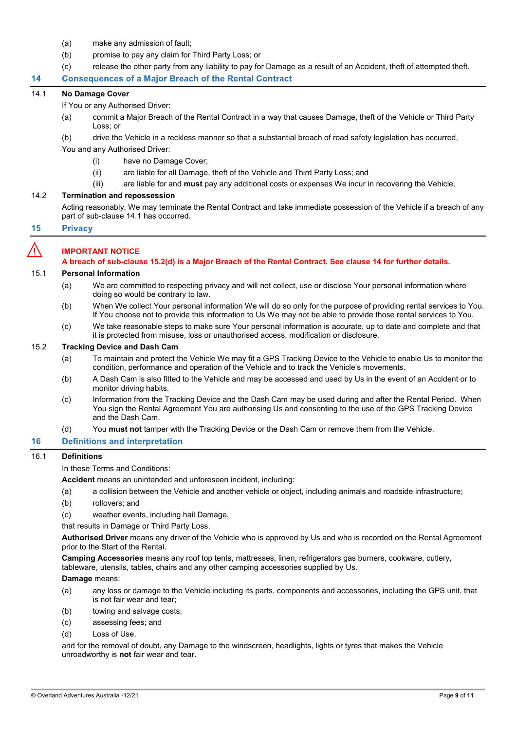(a) make any admission of fault;

(b) promise to pay any claim for Third Party Loss; or

(c) release the other party from any liability to pay for Damage as a result of an Accident, theft of attempted theft.

## 14 Consequences of a Major Breach of the Rental Contract

### 14.1 No Damage Cover

If You or any Authorised Driver:

(a) commit a Major Breach of the Rental Contract in a way that causes Damage, theft of the Vehicle or Third Party Loss; or

(b) drive the Vehicle in a reckless manner so that a substantial breach of road safety legislation has occurred,

You and any Authorised Driver:

(i) have no Damage Cover;

(ii) are liable for all Damage, theft of the Vehicle and Third Party Loss; and

(iii) are liable for and **must** pay any additional costs or expenses We incur in recovering the Vehicle.

### 14.2 Termination and repossession

Acting reasonably, We may terminate the Rental Contract and take immediate possession of the Vehicle if a breach of any part of sub-clause 14.1 has occurred.

## 15 Privacy

⚠ **IMPORTANT NOTICE**

**A breach of sub-clause 15.2(d) is a Major Breach of the Rental Contract. See clause 14 for further details.**

### 15.1 Personal Information

(a) We are committed to respecting privacy and will not collect, use or disclose Your personal information where doing so would be contrary to law.

(b) When We collect Your personal information We will do so only for the purpose of providing rental services to You. If You choose not to provide this information to Us We may not be able to provide those rental services to You.

(c) We take reasonable steps to make sure Your personal information is accurate, up to date and complete and that it is protected from misuse, loss or unauthorised access, modification or disclosure.

### 15.2 Tracking Device and Dash Cam

(a) To maintain and protect the Vehicle We may fit a GPS Tracking Device to the Vehicle to enable Us to monitor the condition, performance and operation of the Vehicle and to track the Vehicle's movements.

(b) A Dash Cam is also fitted to the Vehicle and may be accessed and used by Us in the event of an Accident or to monitor driving habits.

(c) Information from the Tracking Device and the Dash Cam may be used during and after the Rental Period. When You sign the Rental Agreement You are authorising Us and consenting to the use of the GPS Tracking Device and the Dash Cam.

(d) You **must not** tamper with the Tracking Device or the Dash Cam or remove them from the Vehicle.

## 16 Definitions and interpretation

### 16.1 Definitions

In these Terms and Conditions:

**Accident** means an unintended and unforeseen incident, including:

(a) a collision between the Vehicle and another vehicle or object, including animals and roadside infrastructure;

(b) rollovers; and

(c) weather events, including hail Damage,

that results in Damage or Third Party Loss.

**Authorised Driver** means any driver of the Vehicle who is approved by Us and who is recorded on the Rental Agreement prior to the Start of the Rental.

**Camping Accessories** means any roof top tents, mattresses, linen, refrigerators gas burners, cookware, cutlery, tableware, utensils, tables, chairs and any other camping accessories supplied by Us.

**Damage** means:

(a) any loss or damage to the Vehicle including its parts, components and accessories, including the GPS unit, that is not fair wear and tear;

(b) towing and salvage costs;

(c) assessing fees; and

(d) Loss of Use,

and for the removal of doubt, any Damage to the windscreen, headlights, lights or tyres that makes the Vehicle unroadworthy is **not** fair wear and tear.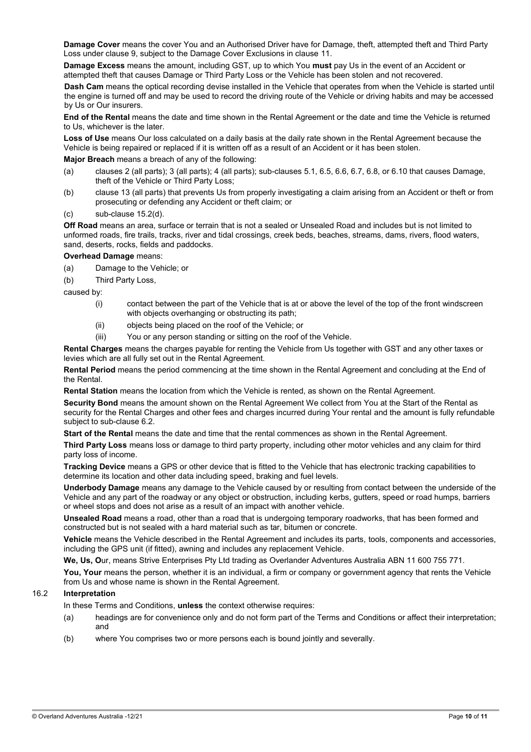**Damage Cover** means the cover You and an Authorised Driver have for Damage, theft, attempted theft and Third Party Loss under clause 9, subject to the Damage Cover Exclusions in clause 11.

**Damage Excess** means the amount, including GST, up to which You **must** pay Us in the event of an Accident or attempted theft that causes Damage or Third Party Loss or the Vehicle has been stolen and not recovered.

**Dash Cam** means the optical recording devise installed in the Vehicle that operates from when the Vehicle is started until the engine is turned off and may be used to record the driving route of the Vehicle or driving habits and may be accessed by Us or Our insurers.

**End of the Rental** means the date and time shown in the Rental Agreement or the date and time the Vehicle is returned to Us, whichever is the later.

**Loss of Use** means Our loss calculated on a daily basis at the daily rate shown in the Rental Agreement because the Vehicle is being repaired or replaced if it is written off as a result of an Accident or it has been stolen.

**Major Breach** means a breach of any of the following:

(a) clauses 2 (all parts); 3 (all parts); 4 (all parts); sub-clauses 5.1, 6.5, 6.6, 6.7, 6.8, or 6.10 that causes Damage, theft of the Vehicle or Third Party Loss;

(b) clause 13 (all parts) that prevents Us from properly investigating a claim arising from an Accident or theft or from prosecuting or defending any Accident or theft claim; or

(c) sub-clause 15.2(d).

**Off Road** means an area, surface or terrain that is not a sealed or Unsealed Road and includes but is not limited to unformed roads, fire trails, tracks, river and tidal crossings, creek beds, beaches, streams, dams, rivers, flood waters, sand, deserts, rocks, fields and paddocks.

**Overhead Damage** means:

(a) Damage to the Vehicle; or

(b) Third Party Loss,

caused by:

(i) contact between the part of the Vehicle that is at or above the level of the top of the front windscreen with objects overhanging or obstructing its path;

(ii) objects being placed on the roof of the Vehicle; or

(iii) You or any person standing or sitting on the roof of the Vehicle.

**Rental Charges** means the charges payable for renting the Vehicle from Us together with GST and any other taxes or levies which are all fully set out in the Rental Agreement.

**Rental Period** means the period commencing at the time shown in the Rental Agreement and concluding at the End of the Rental.

**Rental Station** means the location from which the Vehicle is rented, as shown on the Rental Agreement.

**Security Bond** means the amount shown on the Rental Agreement We collect from You at the Start of the Rental as security for the Rental Charges and other fees and charges incurred during Your rental and the amount is fully refundable subject to sub-clause 6.2.

**Start of the Rental** means the date and time that the rental commences as shown in the Rental Agreement.

**Third Party Loss** means loss or damage to third party property, including other motor vehicles and any claim for third party loss of income.

**Tracking Device** means a GPS or other device that is fitted to the Vehicle that has electronic tracking capabilities to determine its location and other data including speed, braking and fuel levels.

**Underbody Damage** means any damage to the Vehicle caused by or resulting from contact between the underside of the Vehicle and any part of the roadway or any object or obstruction, including kerbs, gutters, speed or road humps, barriers or wheel stops and does not arise as a result of an impact with another vehicle.

**Unsealed Road** means a road, other than a road that is undergoing temporary roadworks, that has been formed and constructed but is not sealed with a hard material such as tar, bitumen or concrete.

**Vehicle** means the Vehicle described in the Rental Agreement and includes its parts, tools, components and accessories, including the GPS unit (if fitted), awning and includes any replacement Vehicle.

**We, Us, O**ur, means Strive Enterprises Pty Ltd trading as Overlander Adventures Australia ABN 11 600 755 771.

**You, Your** means the person, whether it is an individual, a firm or company or government agency that rents the Vehicle from Us and whose name is shown in the Rental Agreement.

### 16.2 Interpretation

In these Terms and Conditions, **unless** the context otherwise requires:

(a) headings are for convenience only and do not form part of the Terms and Conditions or affect their interpretation; and

(b) where You comprises two or more persons each is bound jointly and severally.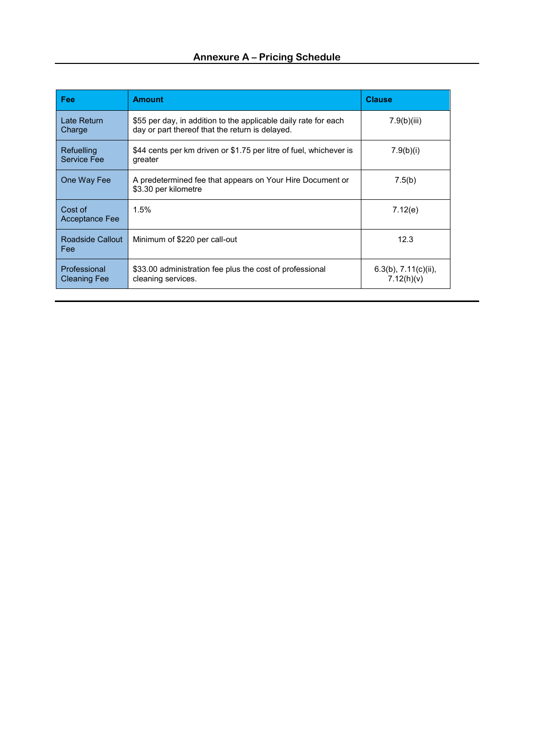## Annexure A – Pricing Schedule

| Fee | Amount | Clause |
|---|---|---|
| Late Return Charge | $55 per day, in addition to the applicable daily rate for each day or part thereof that the return is delayed. | 7.9(b)(iii) |
| Refuelling Service Fee | $44 cents per km driven or $1.75 per litre of fuel, whichever is greater | 7.9(b)(i) |
| One Way Fee | A predetermined fee that appears on Your Hire Document or $3.30 per kilometre | 7.5(b) |
| Cost of Acceptance Fee | 1.5% | 7.12(e) |
| Roadside Callout Fee | Minimum of $220 per call-out | 12.3 |
| Professional Cleaning Fee | $33.00 administration fee plus the cost of professional cleaning services. | 6.3(b), 7.11(c)(ii), 7.12(h)(v) |